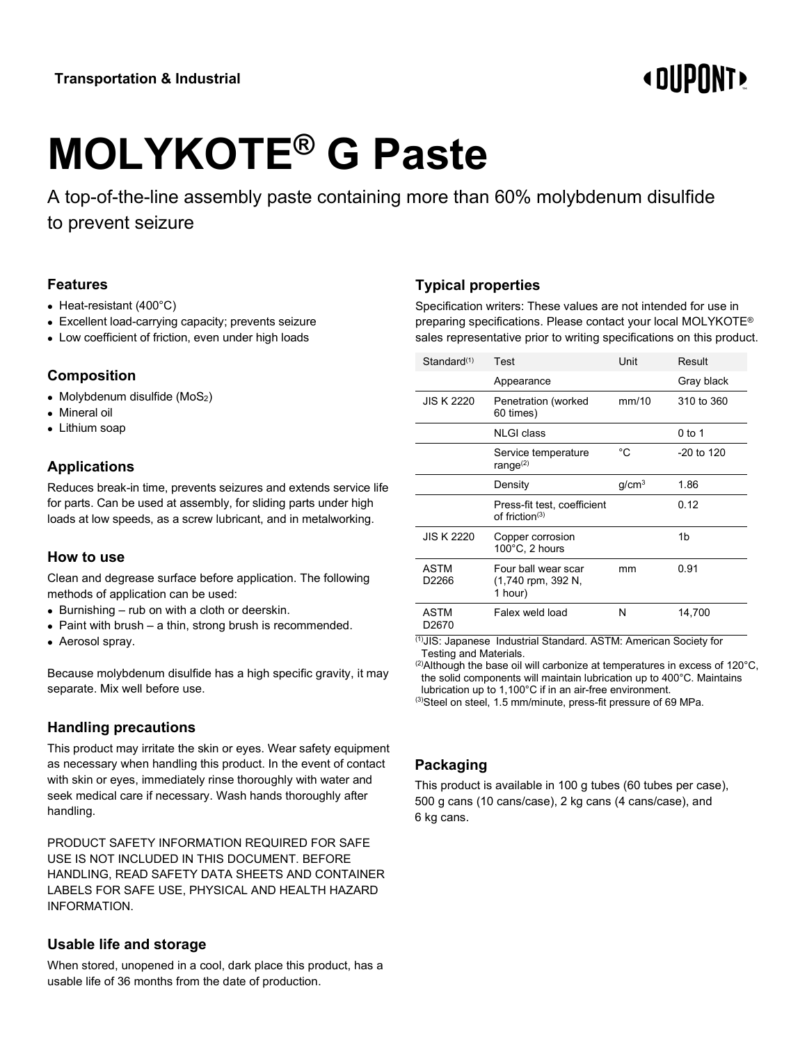Transportation & Industrial

# MOLYKOTE® G Paste

A top-of-the-line assembly paste containing more than 60% molybdenum disulfide to prevent seizure

## Features

- Heat-resistant (400°C)
- Excellent load-carrying capacity; prevents seizure
- Low coefficient of friction, even under high loads

## Composition

- Molybdenum disulfide ($MoS_2$)
- Mineral oil
- Lithium soap

## Applications

Reduces break-in time, prevents seizures and extends service life for parts. Can be used at assembly, for sliding parts under high loads at low speeds, as a screw lubricant, and in metalworking.

## How to use

Clean and degrease surface before application. The following methods of application can be used:

- Burnishing – rub on with a cloth or deerskin.
- Paint with brush – a thin, strong brush is recommended.
- Aerosol spray.

Because molybdenum disulfide has a high specific gravity, it may separate. Mix well before use.

## Handling precautions

This product may irritate the skin or eyes. Wear safety equipment as necessary when handling this product. In the event of contact with skin or eyes, immediately rinse thoroughly with water and seek medical care if necessary. Wash hands thoroughly after handling.

PRODUCT SAFETY INFORMATION REQUIRED FOR SAFE USE IS NOT INCLUDED IN THIS DOCUMENT. BEFORE HANDLING, READ SAFETY DATA SHEETS AND CONTAINER LABELS FOR SAFE USE, PHYSICAL AND HEALTH HAZARD INFORMATION.

## Usable life and storage

When stored, unopened in a cool, dark place this product, has a usable life of 36 months from the date of production.

## Typical properties

Specification writers: These values are not intended for use in preparing specifications. Please contact your local MOLYKOTE® sales representative prior to writing specifications on this product.

| Standard[1] | Test | Unit | Result |
|---|---|---|---|
| | Appearance | | Gray black |
| JIS K 2220 | Penetration (worked 60 times) | mm/10 | 310 to 360 |
| | NLGI class | | 0 to 1 |
| | Service temperature range[2] | °C | -20 to 120 |
| | Density | g/cm$^3$ | 1.86 |
| | Press-fit test, coefficient of friction[3] | | 0.12 |
| JIS K 2220 | Copper corrosion 100°C, 2 hours | | 1b |
| ASTM D2266 | Four ball wear scar (1,740 rpm, 392 N, 1 hour) | mm | 0.91 |
| ASTM D2670 | Falex weld load | N | 14,700 |

[1]JIS: Japanese Industrial Standard. ASTM: American Society for Testing and Materials.

[2]Although the base oil will carbonize at temperatures in excess of 120°C, the solid components will maintain lubrication up to 400°C. Maintains lubrication up to 1,100°C if in an air-free environment.

[3]Steel on steel, 1.5 mm/minute, press-fit pressure of 69 MPa.

## Packaging

This product is available in 100 g tubes (60 tubes per case), 500 g cans (10 cans/case), 2 kg cans (4 cans/case), and 6 kg cans.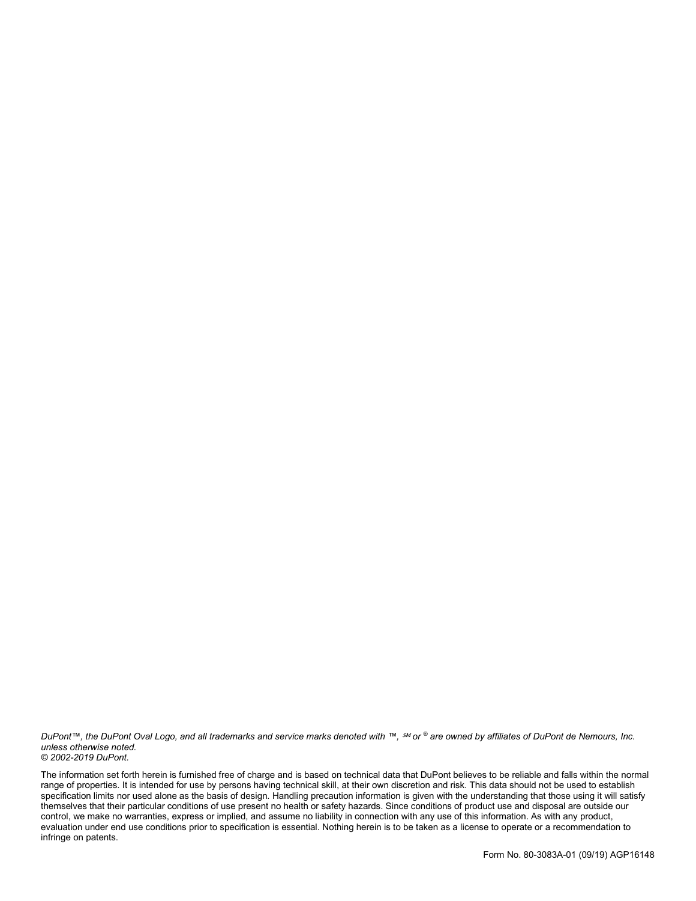*DuPont™, the DuPont Oval Logo, and all trademarks and service marks denoted with ™, ℠ or ® are owned by affiliates of DuPont de Nemours, Inc. unless otherwise noted.*
*© 2002-2019 DuPont.*

The information set forth herein is furnished free of charge and is based on technical data that DuPont believes to be reliable and falls within the normal range of properties. It is intended for use by persons having technical skill, at their own discretion and risk. This data should not be used to establish specification limits nor used alone as the basis of design. Handling precaution information is given with the understanding that those using it will satisfy themselves that their particular conditions of use present no health or safety hazards. Since conditions of product use and disposal are outside our control, we make no warranties, express or implied, and assume no liability in connection with any use of this information. As with any product, evaluation under end use conditions prior to specification is essential. Nothing herein is to be taken as a license to operate or a recommendation to infringe on patents.

Form No. 80-3083A-01 (09/19) AGP16148